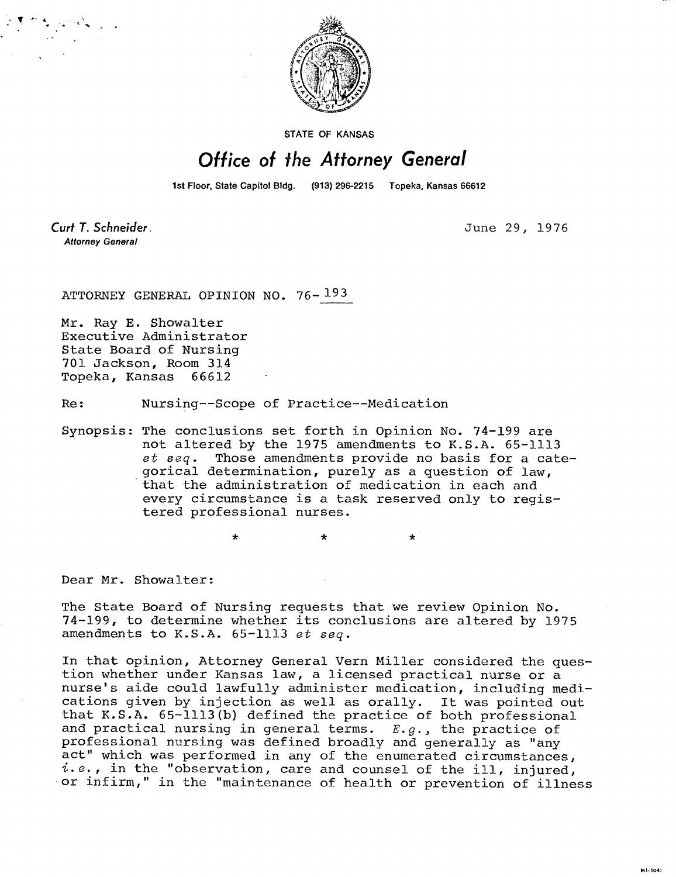STATE OF KANSAS

# Office of the Attorney General

1st Floor, State Capitol Bldg. (913) 296-2215 Topeka, Kansas 66612

**Curt T. Schneider**, 
*Attorney General*

June 29, 1976

ATTORNEY GENERAL OPINION NO. 76-193

Mr. Ray E. Showalter  
Executive Administrator  
State Board of Nursing  
701 Jackson, Room 314  
Topeka, Kansas 66612

Re: Nursing--Scope of Practice--Medication

Synopsis: The conclusions set forth in Opinion No. 74-199 are not altered by the 1975 amendments to K.S.A. 65-1113 *et seq*. Those amendments provide no basis for a categorical determination, purely as a question of law, that the administration of medication in each and every circumstance is a task reserved only to registered professional nurses.

\*  \*  \*

Dear Mr. Showalter:

The State Board of Nursing requests that we review Opinion No. 74-199, to determine whether its conclusions are altered by 1975 amendments to K.S.A. 65-1113 *et seq*.

In that opinion, Attorney General Vern Miller considered the question whether under Kansas law, a licensed practical nurse or a nurse's aide could lawfully administer medication, including medications given by injection as well as orally. It was pointed out that K.S.A. 65-1113(b) defined the practice of both professional and practical nursing in general terms. *E.g.*, the practice of professional nursing was defined broadly and generally as "any act" which was performed in any of the enumerated circumstances, *i.e.*, in the "observation, care and counsel of the ill, injured, or infirm," in the "maintenance of health or prevention of illness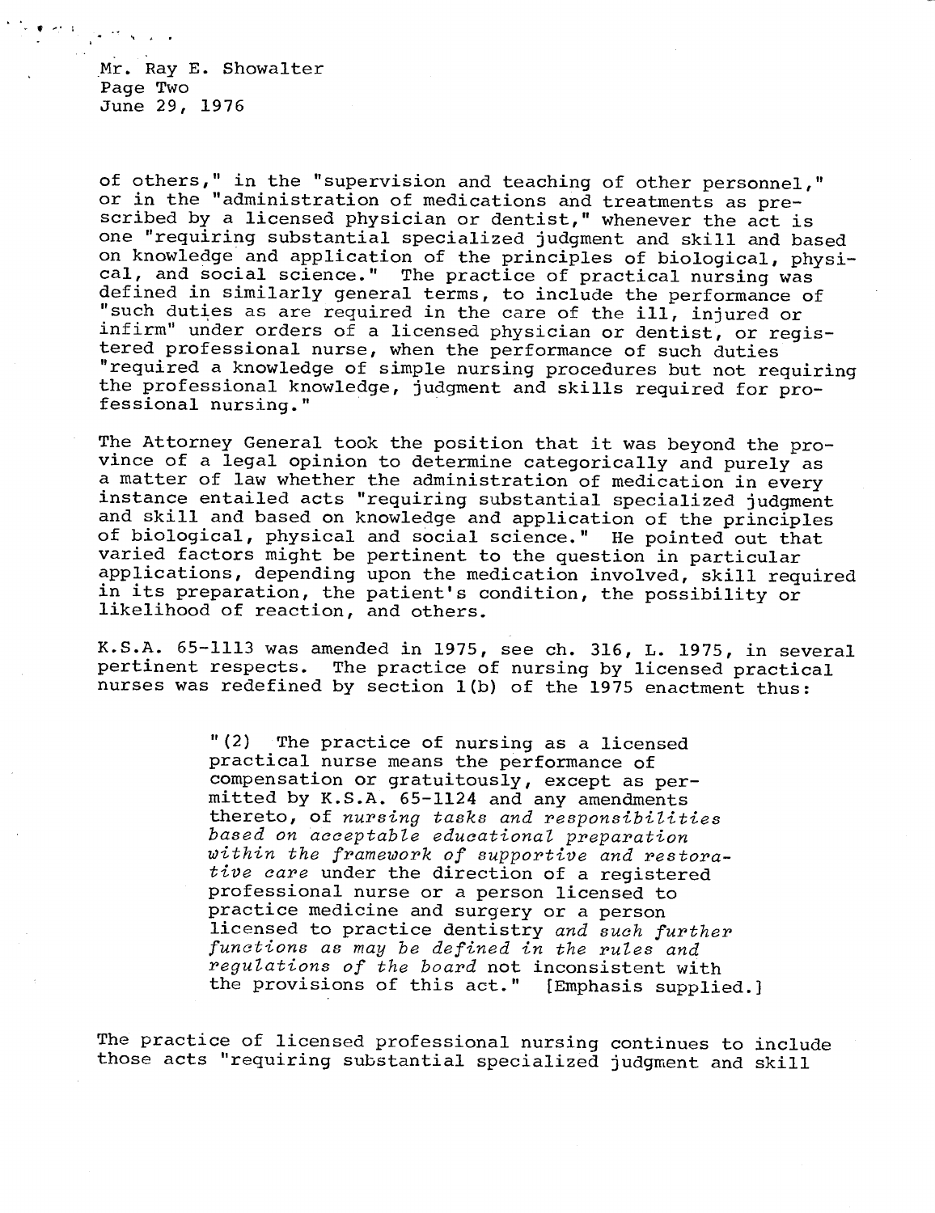of others," in the "supervision and teaching of other personnel," or in the "administration of medications and treatments as prescribed by a licensed physician or dentist," whenever the act is one "requiring substantial specialized judgment and skill and based on knowledge and application of the principles of biological, physical, and social science." The practice of practical nursing was defined in similarly general terms, to include the performance of "such duties as are required in the care of the ill, injured or infirm" under orders of a licensed physician or dentist, or registered professional nurse, when the performance of such duties "required a knowledge of simple nursing procedures but not requiring the professional knowledge, judgment and skills required for professional nursing."

The Attorney General took the position that it was beyond the province of a legal opinion to determine categorically and purely as a matter of law whether the administration of medication in every instance entailed acts "requiring substantial specialized judgment and skill and based on knowledge and application of the principles of biological, physical and social science." He pointed out that varied factors might be pertinent to the question in particular applications, depending upon the medication involved, skill required in its preparation, the patient's condition, the possibility or likelihood of reaction, and others.

K.S.A. 65-1113 was amended in 1975, see ch. 316, L. 1975, in several pertinent respects. The practice of nursing by licensed practical nurses was redefined by section 1(b) of the 1975 enactment thus:

> "(2) The practice of nursing as a licensed practical nurse means the performance of compensation or gratuitously, except as permitted by K.S.A. 65-1124 and any amendments thereto, of *nursing tasks and responsibilities based on acceptable educational preparation within the framework of supportive and restorative care* under the direction of a registered professional nurse or a person licensed to practice medicine and surgery or a person licensed to practice dentistry *and such further functions as may be defined in the rules and regulations of the board* not inconsistent with the provisions of this act." [Emphasis supplied.]

The practice of licensed professional nursing continues to include those acts "requiring substantial specialized judgment and skill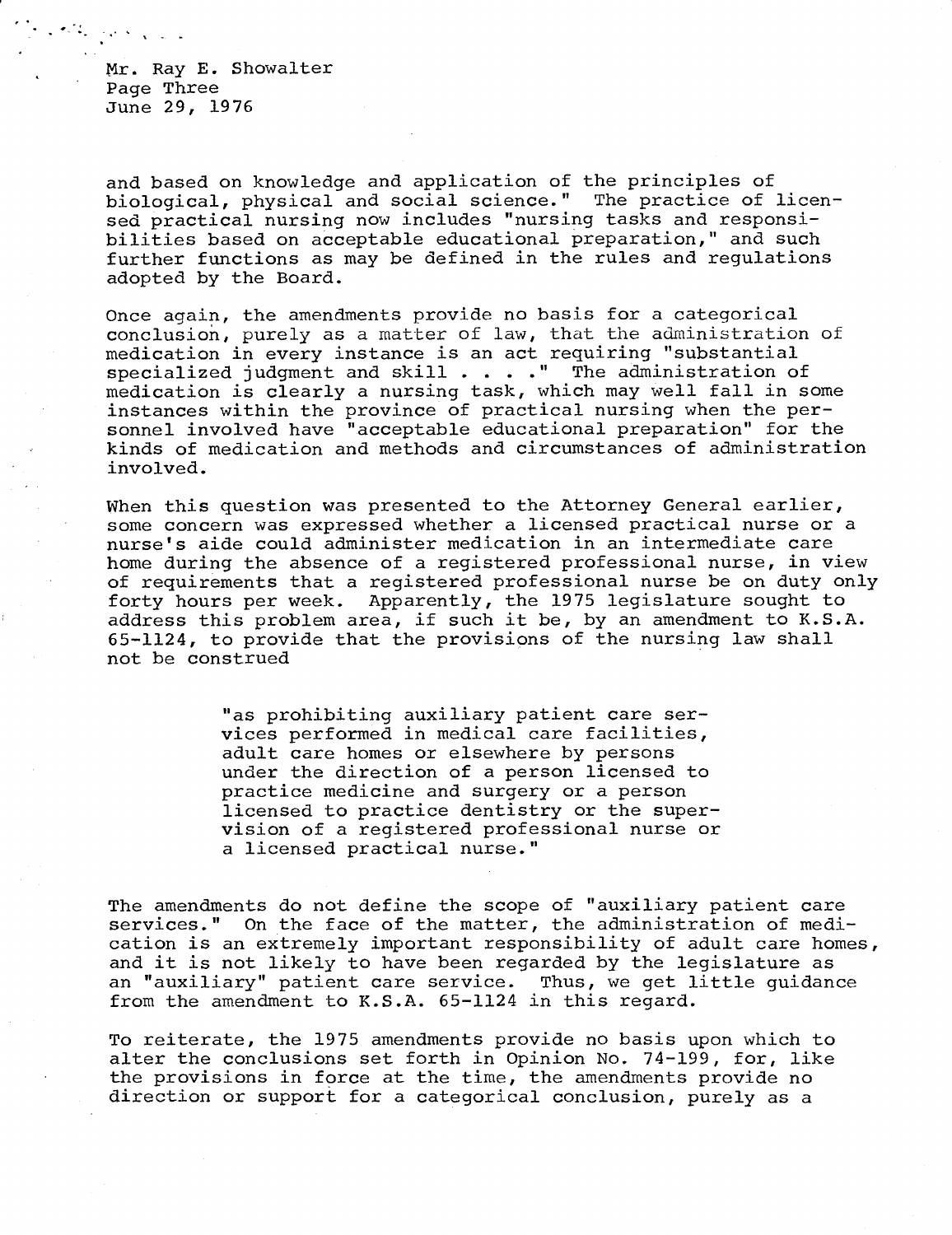and based on knowledge and application of the principles of biological, physical and social science." The practice of licensed practical nursing now includes "nursing tasks and responsibilities based on acceptable educational preparation," and such further functions as may be defined in the rules and regulations adopted by the Board.

Once again, the amendments provide no basis for a categorical conclusion, purely as a matter of law, that the administration of medication in every instance is an act requiring "substantial specialized judgment and skill . . . ." The administration of medication is clearly a nursing task, which may well fall in some instances within the province of practical nursing when the personnel involved have "acceptable educational preparation" for the kinds of medication and methods and circumstances of administration involved.

When this question was presented to the Attorney General earlier, some concern was expressed whether a licensed practical nurse or a nurse's aide could administer medication in an intermediate care home during the absence of a registered professional nurse, in view of requirements that a registered professional nurse be on duty only forty hours per week. Apparently, the 1975 legislature sought to address this problem area, if such it be, by an amendment to K.S.A. 65-1124, to provide that the provisions of the nursing law shall not be construed

> "as prohibiting auxiliary patient care services performed in medical care facilities, adult care homes or elsewhere by persons under the direction of a person licensed to practice medicine and surgery or a person licensed to practice dentistry or the supervision of a registered professional nurse or a licensed practical nurse."

The amendments do not define the scope of "auxiliary patient care services." On the face of the matter, the administration of medication is an extremely important responsibility of adult care homes, and it is not likely to have been regarded by the legislature as an "auxiliary" patient care service. Thus, we get little guidance from the amendment to K.S.A. 65-1124 in this regard.

To reiterate, the 1975 amendments provide no basis upon which to alter the conclusions set forth in Opinion No. 74-199, for, like the provisions in force at the time, the amendments provide no direction or support for a categorical conclusion, purely as a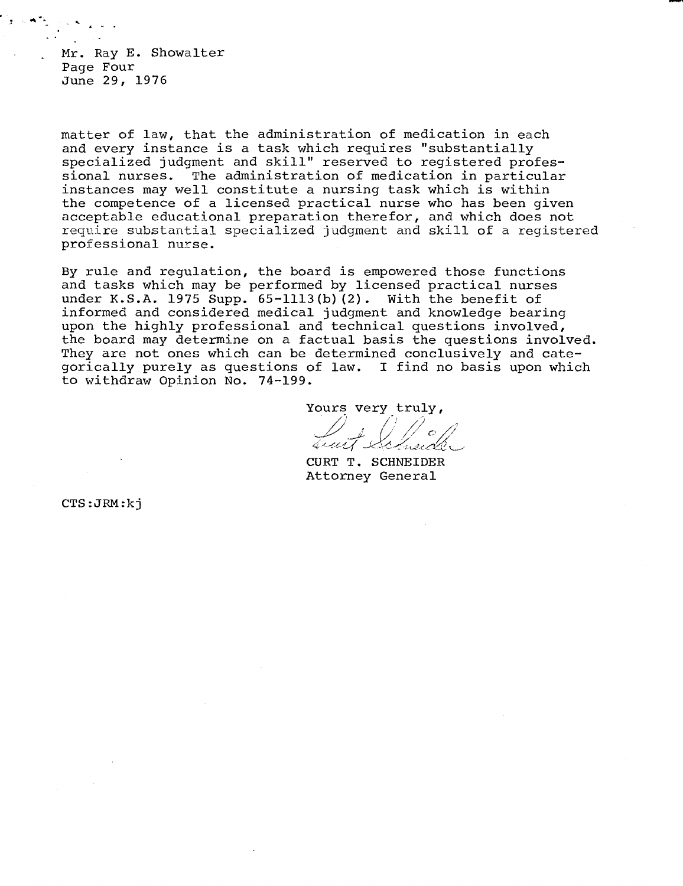Mr. Ray E. Showalter
Page Four
June 29, 1976

matter of law, that the administration of medication in each and every instance is a task which requires "substantially specialized judgment and skill" reserved to registered professional nurses. The administration of medication in particular instances may well constitute a nursing task which is within the competence of a licensed practical nurse who has been given acceptable educational preparation therefor, and which does not require substantial specialized judgment and skill of a registered professional nurse.

By rule and regulation, the board is empowered those functions and tasks which may be performed by licensed practical nurses under K.S.A. 1975 Supp. 65-1113(b)(2). With the benefit of informed and considered medical judgment and knowledge bearing upon the highly professional and technical questions involved, the board may determine on a factual basis the questions involved. They are not ones which can be determined conclusively and categorically purely as questions of law. I find no basis upon which to withdraw Opinion No. 74-199.

Yours very truly,

CURT T. SCHNEIDER
Attorney General

CTS:JRM:kj